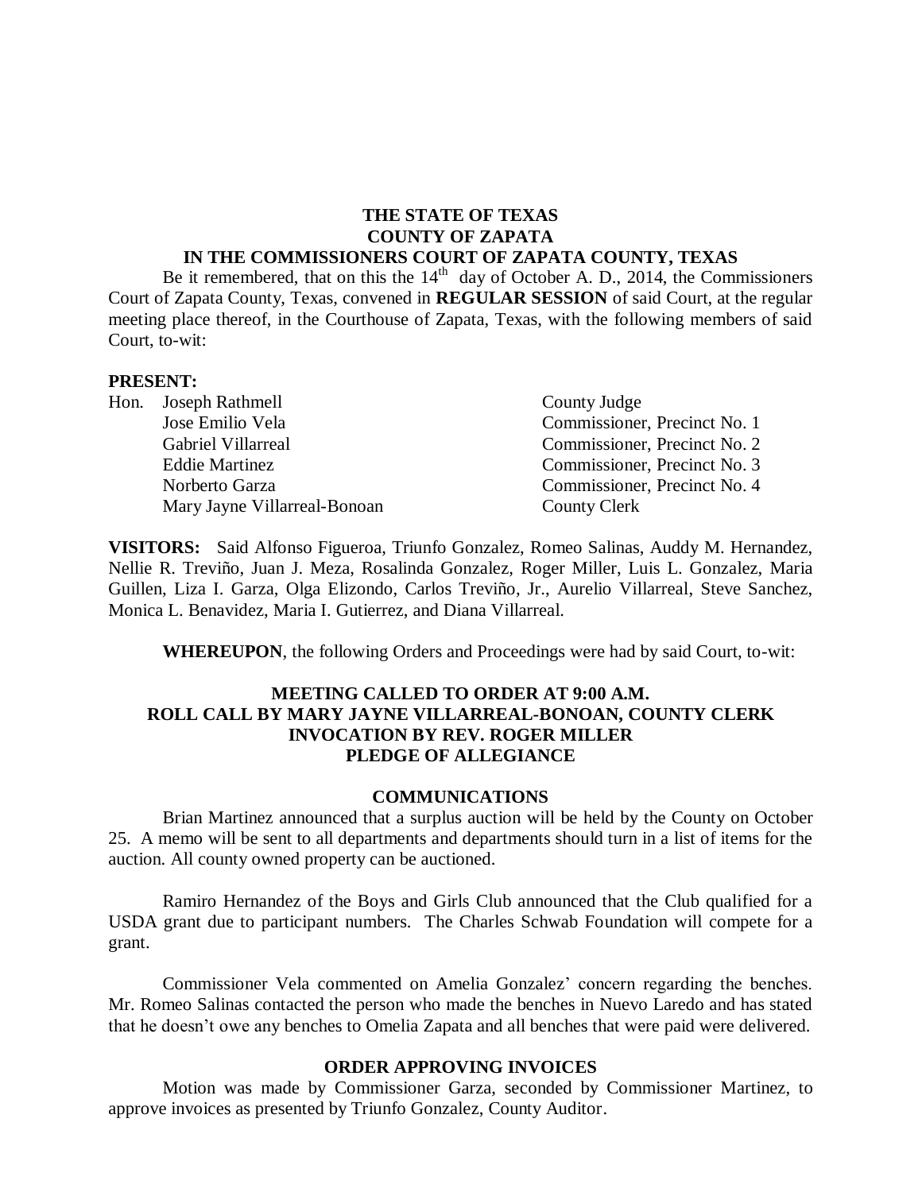**THE STATE OF TEXAS**
**COUNTY OF ZAPATA**
**IN THE COMMISSIONERS COURT OF ZAPATA COUNTY, TEXAS**

Be it remembered, that on this the 14th day of October A. D., 2014, the Commissioners Court of Zapata County, Texas, convened in **REGULAR SESSION** of said Court, at the regular meeting place thereof, in the Courthouse of Zapata, Texas, with the following members of said Court, to-wit:

**PRESENT:**

| | |
|---|---|
| Hon. Joseph Rathmell | County Judge |
| Jose Emilio Vela | Commissioner, Precinct No. 1 |
| Gabriel Villarreal | Commissioner, Precinct No. 2 |
| Eddie Martinez | Commissioner, Precinct No. 3 |
| Norberto Garza | Commissioner, Precinct No. 4 |
| Mary Jayne Villarreal-Bonoan | County Clerk |

**VISITORS:** Said Alfonso Figueroa, Triunfo Gonzalez, Romeo Salinas, Auddy M. Hernandez, Nellie R. Treviño, Juan J. Meza, Rosalinda Gonzalez, Roger Miller, Luis L. Gonzalez, Maria Guillen, Liza I. Garza, Olga Elizondo, Carlos Treviño, Jr., Aurelio Villarreal, Steve Sanchez, Monica L. Benavidez, Maria I. Gutierrez, and Diana Villarreal.

**WHEREUPON**, the following Orders and Proceedings were had by said Court, to-wit:

**MEETING CALLED TO ORDER AT 9:00 A.M.**
**ROLL CALL BY MARY JAYNE VILLARREAL-BONOAN, COUNTY CLERK**
**INVOCATION BY REV. ROGER MILLER**
**PLEDGE OF ALLEGIANCE**

## COMMUNICATIONS

Brian Martinez announced that a surplus auction will be held by the County on October 25. A memo will be sent to all departments and departments should turn in a list of items for the auction. All county owned property can be auctioned.

Ramiro Hernandez of the Boys and Girls Club announced that the Club qualified for a USDA grant due to participant numbers. The Charles Schwab Foundation will compete for a grant.

Commissioner Vela commented on Amelia Gonzalez' concern regarding the benches. Mr. Romeo Salinas contacted the person who made the benches in Nuevo Laredo and has stated that he doesn't owe any benches to Omelia Zapata and all benches that were paid were delivered.

## ORDER APPROVING INVOICES

Motion was made by Commissioner Garza, seconded by Commissioner Martinez, to approve invoices as presented by Triunfo Gonzalez, County Auditor.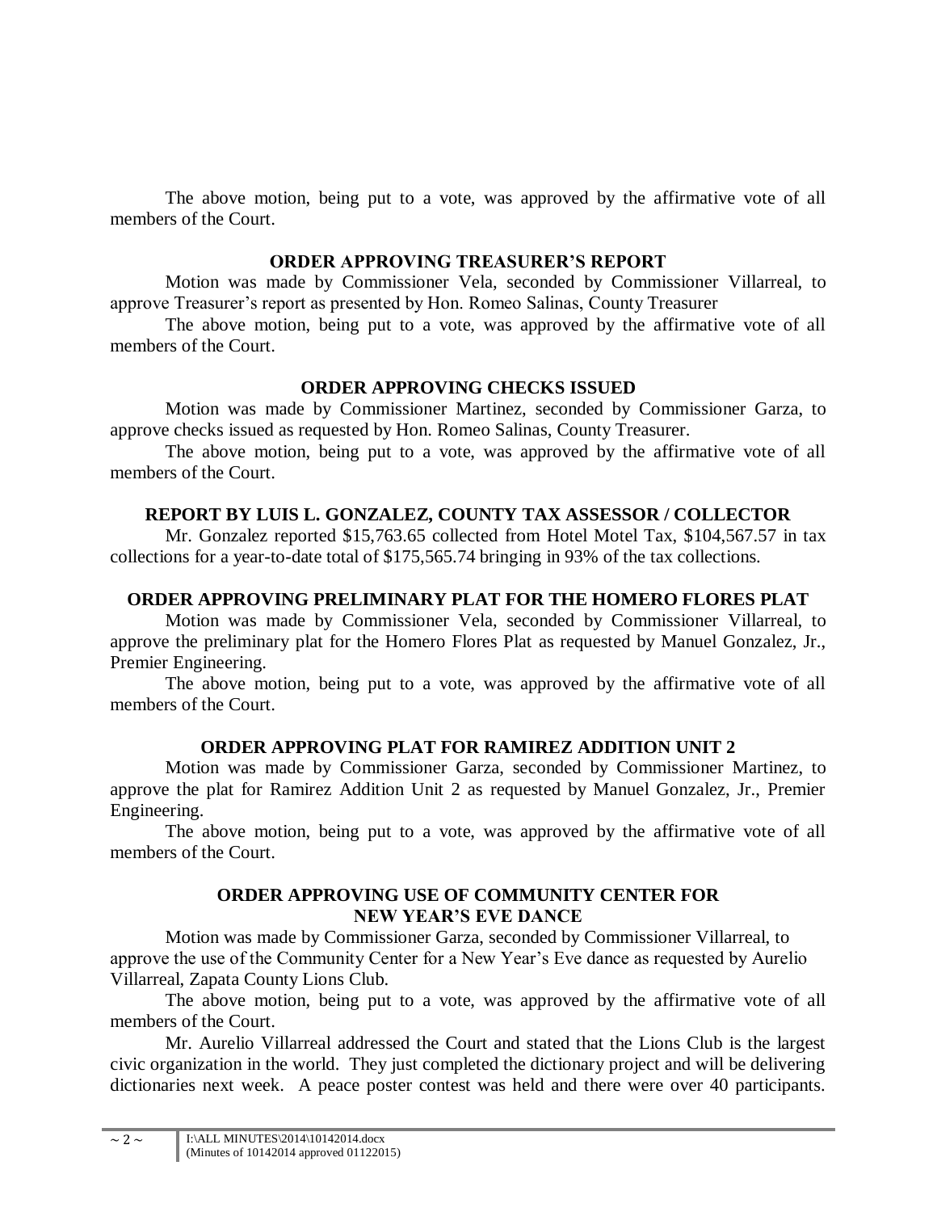The above motion, being put to a vote, was approved by the affirmative vote of all members of the Court.

### ORDER APPROVING TREASURER'S REPORT

Motion was made by Commissioner Vela, seconded by Commissioner Villarreal, to approve Treasurer's report as presented by Hon. Romeo Salinas, County Treasurer

The above motion, being put to a vote, was approved by the affirmative vote of all members of the Court.

### ORDER APPROVING CHECKS ISSUED

Motion was made by Commissioner Martinez, seconded by Commissioner Garza, to approve checks issued as requested by Hon. Romeo Salinas, County Treasurer.

The above motion, being put to a vote, was approved by the affirmative vote of all members of the Court.

### REPORT BY LUIS L. GONZALEZ, COUNTY TAX ASSESSOR / COLLECTOR

Mr. Gonzalez reported $15,763.65 collected from Hotel Motel Tax, $104,567.57 in tax collections for a year-to-date total of $175,565.74 bringing in 93% of the tax collections.

### ORDER APPROVING PRELIMINARY PLAT FOR THE HOMERO FLORES PLAT

Motion was made by Commissioner Vela, seconded by Commissioner Villarreal, to approve the preliminary plat for the Homero Flores Plat as requested by Manuel Gonzalez, Jr., Premier Engineering.

The above motion, being put to a vote, was approved by the affirmative vote of all members of the Court.

### ORDER APPROVING PLAT FOR RAMIREZ ADDITION UNIT 2

Motion was made by Commissioner Garza, seconded by Commissioner Martinez, to approve the plat for Ramirez Addition Unit 2 as requested by Manuel Gonzalez, Jr., Premier Engineering.

The above motion, being put to a vote, was approved by the affirmative vote of all members of the Court.

### ORDER APPROVING USE OF COMMUNITY CENTER FOR NEW YEAR'S EVE DANCE

Motion was made by Commissioner Garza, seconded by Commissioner Villarreal, to approve the use of the Community Center for a New Year's Eve dance as requested by Aurelio Villarreal, Zapata County Lions Club.

The above motion, being put to a vote, was approved by the affirmative vote of all members of the Court.

Mr. Aurelio Villarreal addressed the Court and stated that the Lions Club is the largest civic organization in the world. They just completed the dictionary project and will be delivering dictionaries next week. A peace poster contest was held and there were over 40 participants.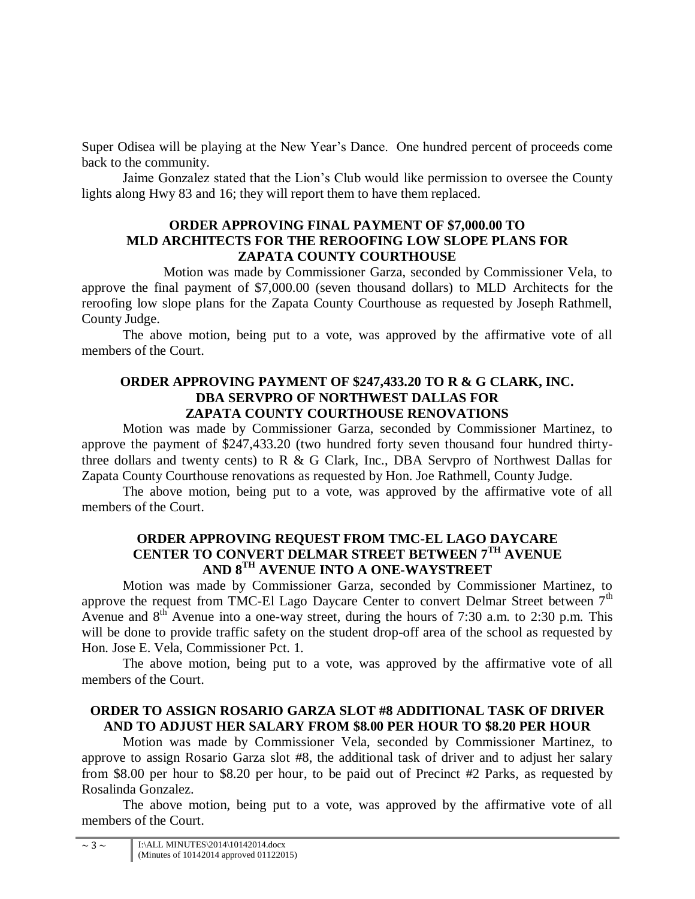Super Odisea will be playing at the New Year's Dance. One hundred percent of proceeds come back to the community.

Jaime Gonzalez stated that the Lion's Club would like permission to oversee the County lights along Hwy 83 and 16; they will report them to have them replaced.

**ORDER APPROVING FINAL PAYMENT OF $7,000.00 TO MLD ARCHITECTS FOR THE REROOFING LOW SLOPE PLANS FOR ZAPATA COUNTY COURTHOUSE**

Motion was made by Commissioner Garza, seconded by Commissioner Vela, to approve the final payment of $7,000.00 (seven thousand dollars) to MLD Architects for the reroofing low slope plans for the Zapata County Courthouse as requested by Joseph Rathmell, County Judge.

The above motion, being put to a vote, was approved by the affirmative vote of all members of the Court.

**ORDER APPROVING PAYMENT OF $247,433.20 TO R & G CLARK, INC. DBA SERVPRO OF NORTHWEST DALLAS FOR ZAPATA COUNTY COURTHOUSE RENOVATIONS**

Motion was made by Commissioner Garza, seconded by Commissioner Martinez, to approve the payment of $247,433.20 (two hundred forty seven thousand four hundred thirty-three dollars and twenty cents) to R & G Clark, Inc., DBA Servpro of Northwest Dallas for Zapata County Courthouse renovations as requested by Hon. Joe Rathmell, County Judge.

The above motion, being put to a vote, was approved by the affirmative vote of all members of the Court.

**ORDER APPROVING REQUEST FROM TMC-EL LAGO DAYCARE CENTER TO CONVERT DELMAR STREET BETWEEN 7TH AVENUE AND 8TH AVENUE INTO A ONE-WAYSTREET**

Motion was made by Commissioner Garza, seconded by Commissioner Martinez, to approve the request from TMC-El Lago Daycare Center to convert Delmar Street between 7th Avenue and 8th Avenue into a one-way street, during the hours of 7:30 a.m. to 2:30 p.m. This will be done to provide traffic safety on the student drop-off area of the school as requested by Hon. Jose E. Vela, Commissioner Pct. 1.

The above motion, being put to a vote, was approved by the affirmative vote of all members of the Court.

**ORDER TO ASSIGN ROSARIO GARZA SLOT #8 ADDITIONAL TASK OF DRIVER AND TO ADJUST HER SALARY FROM $8.00 PER HOUR TO $8.20 PER HOUR**

Motion was made by Commissioner Vela, seconded by Commissioner Martinez, to approve to assign Rosario Garza slot #8, the additional task of driver and to adjust her salary from $8.00 per hour to $8.20 per hour, to be paid out of Precinct #2 Parks, as requested by Rosalinda Gonzalez.

The above motion, being put to a vote, was approved by the affirmative vote of all members of the Court.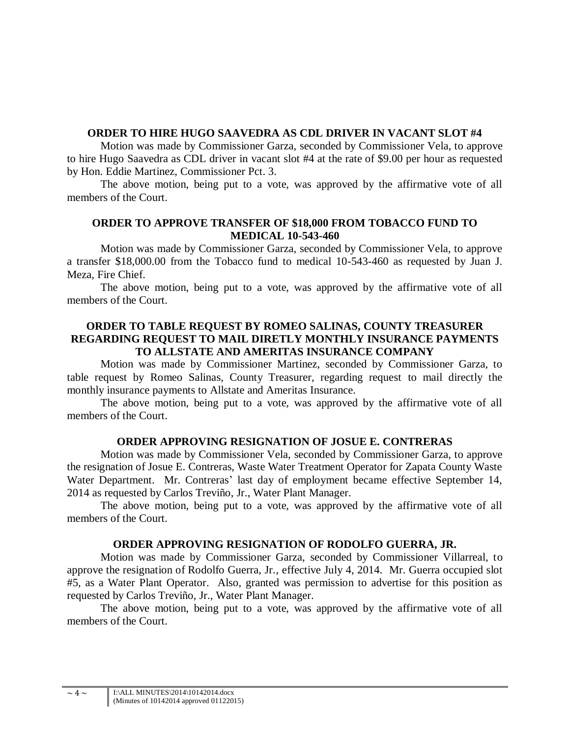**ORDER TO HIRE HUGO SAAVEDRA AS CDL DRIVER IN VACANT SLOT #4**

Motion was made by Commissioner Garza, seconded by Commissioner Vela, to approve to hire Hugo Saavedra as CDL driver in vacant slot #4 at the rate of $9.00 per hour as requested by Hon. Eddie Martinez, Commissioner Pct. 3.

The above motion, being put to a vote, was approved by the affirmative vote of all members of the Court.

**ORDER TO APPROVE TRANSFER OF $18,000 FROM TOBACCO FUND TO MEDICAL 10-543-460**

Motion was made by Commissioner Garza, seconded by Commissioner Vela, to approve a transfer $18,000.00 from the Tobacco fund to medical 10-543-460 as requested by Juan J. Meza, Fire Chief.

The above motion, being put to a vote, was approved by the affirmative vote of all members of the Court.

**ORDER TO TABLE REQUEST BY ROMEO SALINAS, COUNTY TREASURER REGARDING REQUEST TO MAIL DIRETLY MONTHLY INSURANCE PAYMENTS TO ALLSTATE AND AMERITAS INSURANCE COMPANY**

Motion was made by Commissioner Martinez, seconded by Commissioner Garza, to table request by Romeo Salinas, County Treasurer, regarding request to mail directly the monthly insurance payments to Allstate and Ameritas Insurance.

The above motion, being put to a vote, was approved by the affirmative vote of all members of the Court.

**ORDER APPROVING RESIGNATION OF JOSUE E. CONTRERAS**

Motion was made by Commissioner Vela, seconded by Commissioner Garza, to approve the resignation of Josue E. Contreras, Waste Water Treatment Operator for Zapata County Waste Water Department. Mr. Contreras' last day of employment became effective September 14, 2014 as requested by Carlos Treviño, Jr., Water Plant Manager.

The above motion, being put to a vote, was approved by the affirmative vote of all members of the Court.

**ORDER APPROVING RESIGNATION OF RODOLFO GUERRA, JR.**

Motion was made by Commissioner Garza, seconded by Commissioner Villarreal, to approve the resignation of Rodolfo Guerra, Jr., effective July 4, 2014. Mr. Guerra occupied slot #5, as a Water Plant Operator. Also, granted was permission to advertise for this position as requested by Carlos Treviño, Jr., Water Plant Manager.

The above motion, being put to a vote, was approved by the affirmative vote of all members of the Court.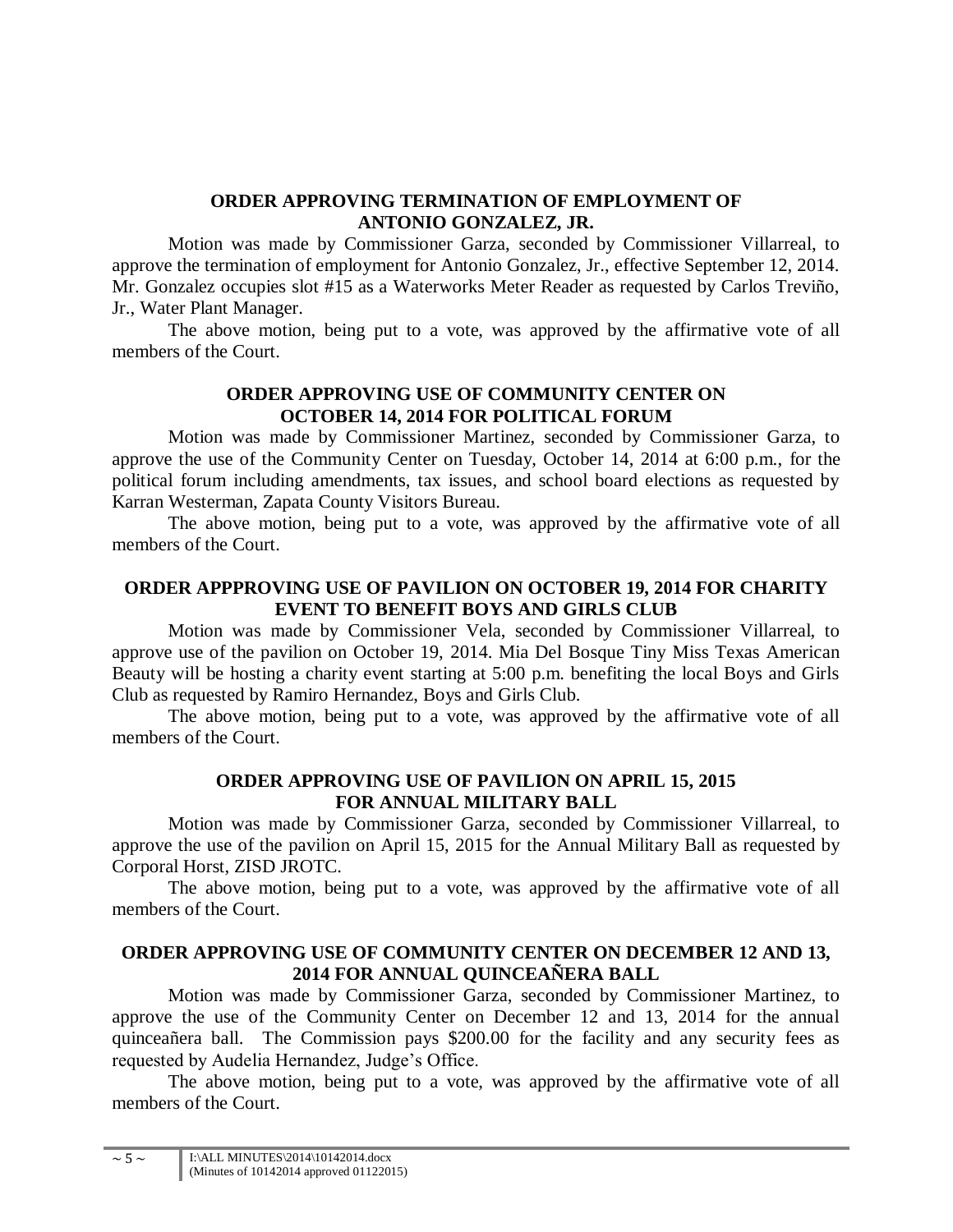**ORDER APPROVING TERMINATION OF EMPLOYMENT OF ANTONIO GONZALEZ, JR.**

Motion was made by Commissioner Garza, seconded by Commissioner Villarreal, to approve the termination of employment for Antonio Gonzalez, Jr., effective September 12, 2014. Mr. Gonzalez occupies slot #15 as a Waterworks Meter Reader as requested by Carlos Treviño, Jr., Water Plant Manager.

The above motion, being put to a vote, was approved by the affirmative vote of all members of the Court.

**ORDER APPROVING USE OF COMMUNITY CENTER ON OCTOBER 14, 2014 FOR POLITICAL FORUM**

Motion was made by Commissioner Martinez, seconded by Commissioner Garza, to approve the use of the Community Center on Tuesday, October 14, 2014 at 6:00 p.m., for the political forum including amendments, tax issues, and school board elections as requested by Karran Westerman, Zapata County Visitors Bureau.

The above motion, being put to a vote, was approved by the affirmative vote of all members of the Court.

**ORDER APPPROVING USE OF PAVILION ON OCTOBER 19, 2014 FOR CHARITY EVENT TO BENEFIT BOYS AND GIRLS CLUB**

Motion was made by Commissioner Vela, seconded by Commissioner Villarreal, to approve use of the pavilion on October 19, 2014. Mia Del Bosque Tiny Miss Texas American Beauty will be hosting a charity event starting at 5:00 p.m. benefiting the local Boys and Girls Club as requested by Ramiro Hernandez, Boys and Girls Club.

The above motion, being put to a vote, was approved by the affirmative vote of all members of the Court.

**ORDER APPROVING USE OF PAVILION ON APRIL 15, 2015 FOR ANNUAL MILITARY BALL**

Motion was made by Commissioner Garza, seconded by Commissioner Villarreal, to approve the use of the pavilion on April 15, 2015 for the Annual Military Ball as requested by Corporal Horst, ZISD JROTC.

The above motion, being put to a vote, was approved by the affirmative vote of all members of the Court.

**ORDER APPROVING USE OF COMMUNITY CENTER ON DECEMBER 12 AND 13, 2014 FOR ANNUAL QUINCEAÑERA BALL**

Motion was made by Commissioner Garza, seconded by Commissioner Martinez, to approve the use of the Community Center on December 12 and 13, 2014 for the annual quinceañera ball. The Commission pays $200.00 for the facility and any security fees as requested by Audelia Hernandez, Judge's Office.

The above motion, being put to a vote, was approved by the affirmative vote of all members of the Court.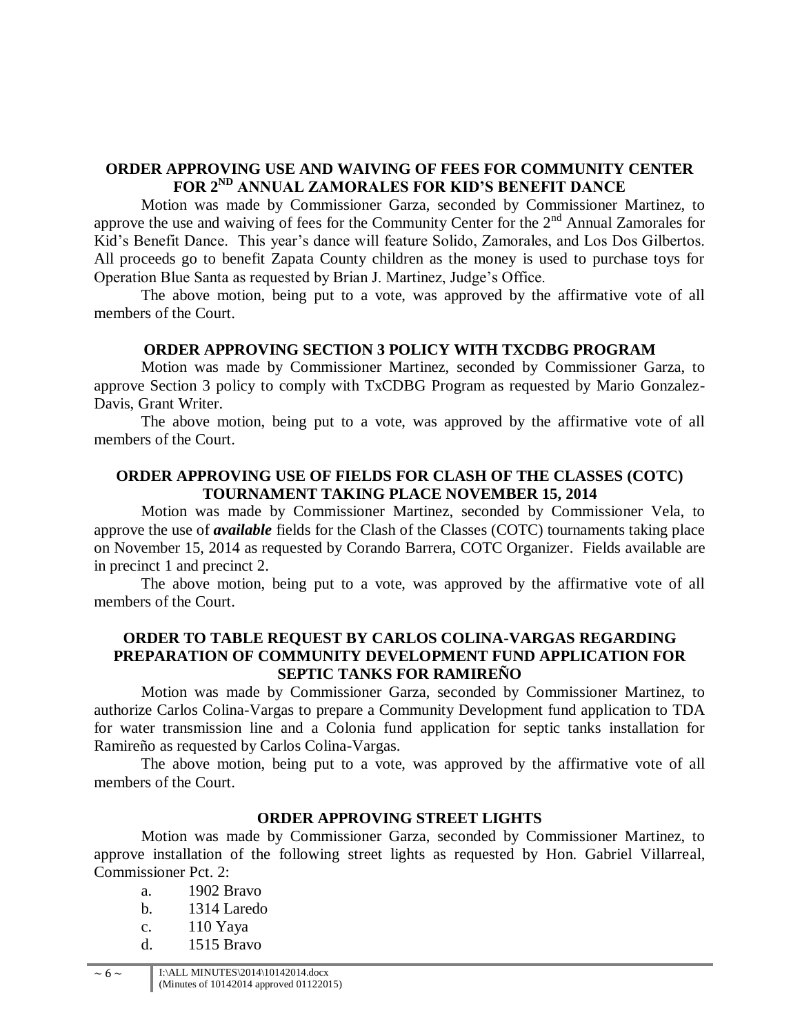## ORDER APPROVING USE AND WAIVING OF FEES FOR COMMUNITY CENTER FOR 2ND ANNUAL ZAMORALES FOR KID'S BENEFIT DANCE

Motion was made by Commissioner Garza, seconded by Commissioner Martinez, to approve the use and waiving of fees for the Community Center for the 2nd Annual Zamorales for Kid's Benefit Dance. This year's dance will feature Solido, Zamorales, and Los Dos Gilbertos. All proceeds go to benefit Zapata County children as the money is used to purchase toys for Operation Blue Santa as requested by Brian J. Martinez, Judge's Office.

The above motion, being put to a vote, was approved by the affirmative vote of all members of the Court.

## ORDER APPROVING SECTION 3 POLICY WITH TXCDBG PROGRAM

Motion was made by Commissioner Martinez, seconded by Commissioner Garza, to approve Section 3 policy to comply with TxCDBG Program as requested by Mario Gonzalez-Davis, Grant Writer.

The above motion, being put to a vote, was approved by the affirmative vote of all members of the Court.

## ORDER APPROVING USE OF FIELDS FOR CLASH OF THE CLASSES (COTC) TOURNAMENT TAKING PLACE NOVEMBER 15, 2014

Motion was made by Commissioner Martinez, seconded by Commissioner Vela, to approve the use of ***available*** fields for the Clash of the Classes (COTC) tournaments taking place on November 15, 2014 as requested by Corando Barrera, COTC Organizer. Fields available are in precinct 1 and precinct 2.

The above motion, being put to a vote, was approved by the affirmative vote of all members of the Court.

## ORDER TO TABLE REQUEST BY CARLOS COLINA-VARGAS REGARDING PREPARATION OF COMMUNITY DEVELOPMENT FUND APPLICATION FOR SEPTIC TANKS FOR RAMIREÑO

Motion was made by Commissioner Garza, seconded by Commissioner Martinez, to authorize Carlos Colina-Vargas to prepare a Community Development fund application to TDA for water transmission line and a Colonia fund application for septic tanks installation for Ramireño as requested by Carlos Colina-Vargas.

The above motion, being put to a vote, was approved by the affirmative vote of all members of the Court.

## ORDER APPROVING STREET LIGHTS

Motion was made by Commissioner Garza, seconded by Commissioner Martinez, to approve installation of the following street lights as requested by Hon. Gabriel Villarreal, Commissioner Pct. 2:

a. 1902 Bravo
b. 1314 Laredo
c. 110 Yaya
d. 1515 Bravo

I:\ALL MINUTES\2014\10142014.docx
(Minutes of 10142014 approved 01122015)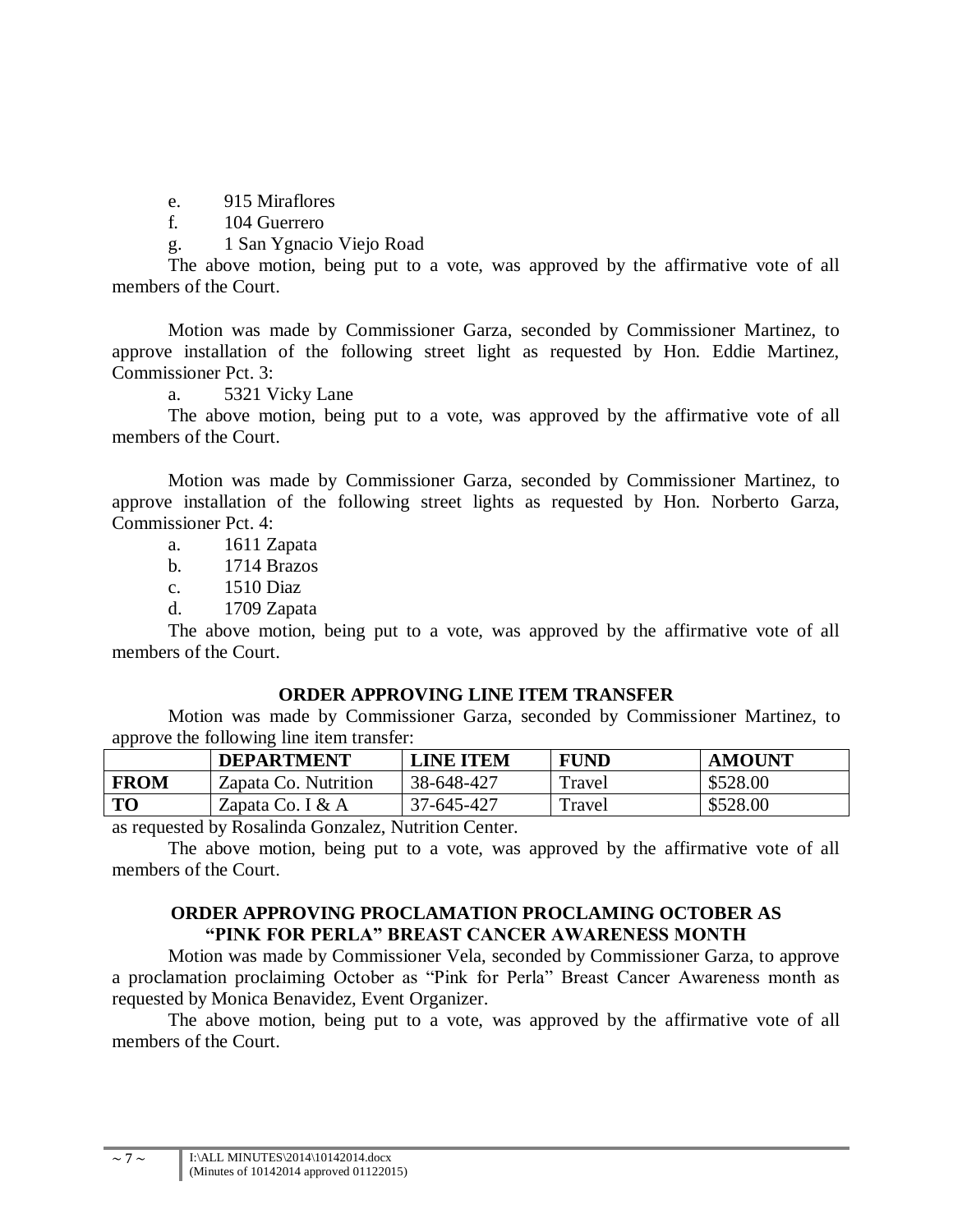e. 915 Miraflores
f. 104 Guerrero
g. 1 San Ygnacio Viejo Road

The above motion, being put to a vote, was approved by the affirmative vote of all members of the Court.

Motion was made by Commissioner Garza, seconded by Commissioner Martinez, to approve installation of the following street light as requested by Hon. Eddie Martinez, Commissioner Pct. 3:

a. 5321 Vicky Lane

The above motion, being put to a vote, was approved by the affirmative vote of all members of the Court.

Motion was made by Commissioner Garza, seconded by Commissioner Martinez, to approve installation of the following street lights as requested by Hon. Norberto Garza, Commissioner Pct. 4:

a. 1611 Zapata
b. 1714 Brazos
c. 1510 Diaz
d. 1709 Zapata

The above motion, being put to a vote, was approved by the affirmative vote of all members of the Court.

**ORDER APPROVING LINE ITEM TRANSFER**

Motion was made by Commissioner Garza, seconded by Commissioner Martinez, to approve the following line item transfer:

| | DEPARTMENT | LINE ITEM | FUND | AMOUNT |
|---|---|---|---|---|
| **FROM** | Zapata Co. Nutrition | 38-648-427 | Travel | $528.00 |
| **TO** | Zapata Co. I & A | 37-645-427 | Travel | $528.00 |

as requested by Rosalinda Gonzalez, Nutrition Center.

The above motion, being put to a vote, was approved by the affirmative vote of all members of the Court.

**ORDER APPROVING PROCLAMATION PROCLAMING OCTOBER AS "PINK FOR PERLA" BREAST CANCER AWARENESS MONTH**

Motion was made by Commissioner Vela, seconded by Commissioner Garza, to approve a proclamation proclaiming October as "Pink for Perla" Breast Cancer Awareness month as requested by Monica Benavidez, Event Organizer.

The above motion, being put to a vote, was approved by the affirmative vote of all members of the Court.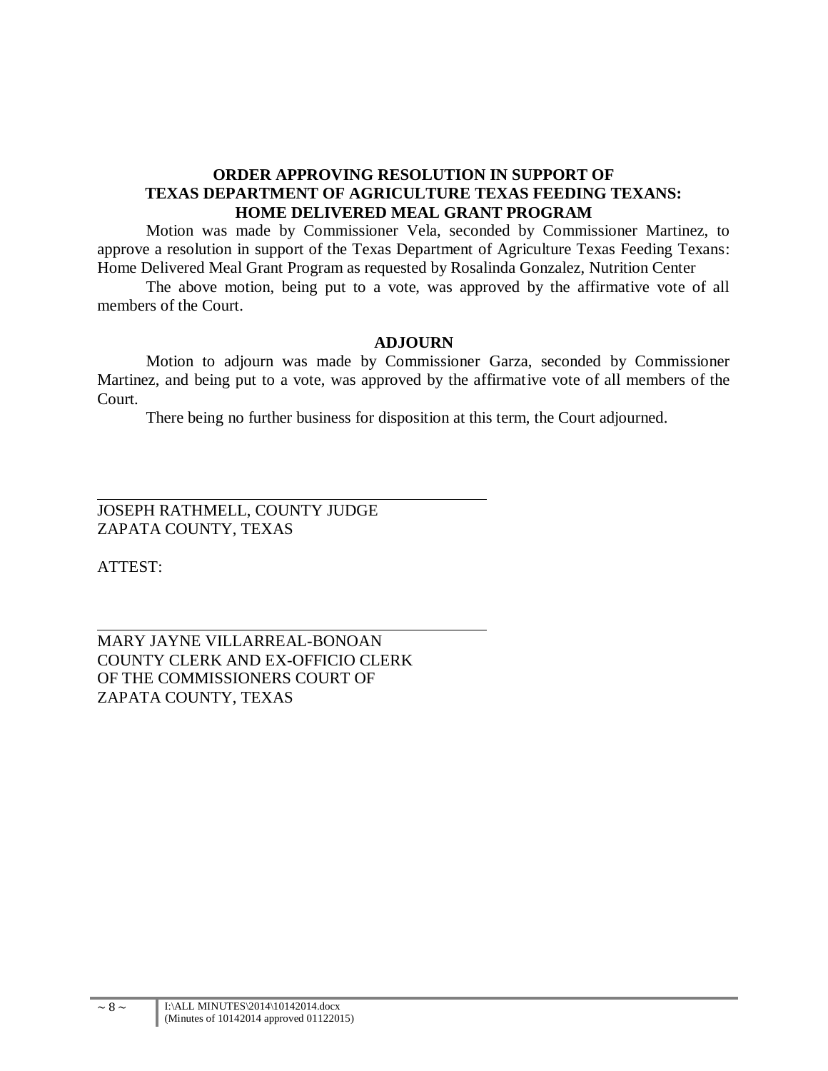**ORDER APPROVING RESOLUTION IN SUPPORT OF TEXAS DEPARTMENT OF AGRICULTURE TEXAS FEEDING TEXANS: HOME DELIVERED MEAL GRANT PROGRAM**

Motion was made by Commissioner Vela, seconded by Commissioner Martinez, to approve a resolution in support of the Texas Department of Agriculture Texas Feeding Texans: Home Delivered Meal Grant Program as requested by Rosalinda Gonzalez, Nutrition Center

The above motion, being put to a vote, was approved by the affirmative vote of all members of the Court.

**ADJOURN**

Motion to adjourn was made by Commissioner Garza, seconded by Commissioner Martinez, and being put to a vote, was approved by the affirmative vote of all members of the Court.

There being no further business for disposition at this term, the Court adjourned.

\_\_\_\_\_\_\_\_\_\_\_\_\_\_\_\_\_\_\_\_\_\_\_\_\_\_\_\_\_\_\_\_\_\_\_\_\_\_\_\_

JOSEPH RATHMELL, COUNTY JUDGE
ZAPATA COUNTY, TEXAS

ATTEST:

\_\_\_\_\_\_\_\_\_\_\_\_\_\_\_\_\_\_\_\_\_\_\_\_\_\_\_\_\_\_\_\_\_\_\_\_\_\_\_\_

MARY JAYNE VILLARREAL-BONOAN
COUNTY CLERK AND EX-OFFICIO CLERK
OF THE COMMISSIONERS COURT OF
ZAPATA COUNTY, TEXAS

I:\ALL MINUTES\2014\10142014.docx
(Minutes of 10142014 approved 01122015)